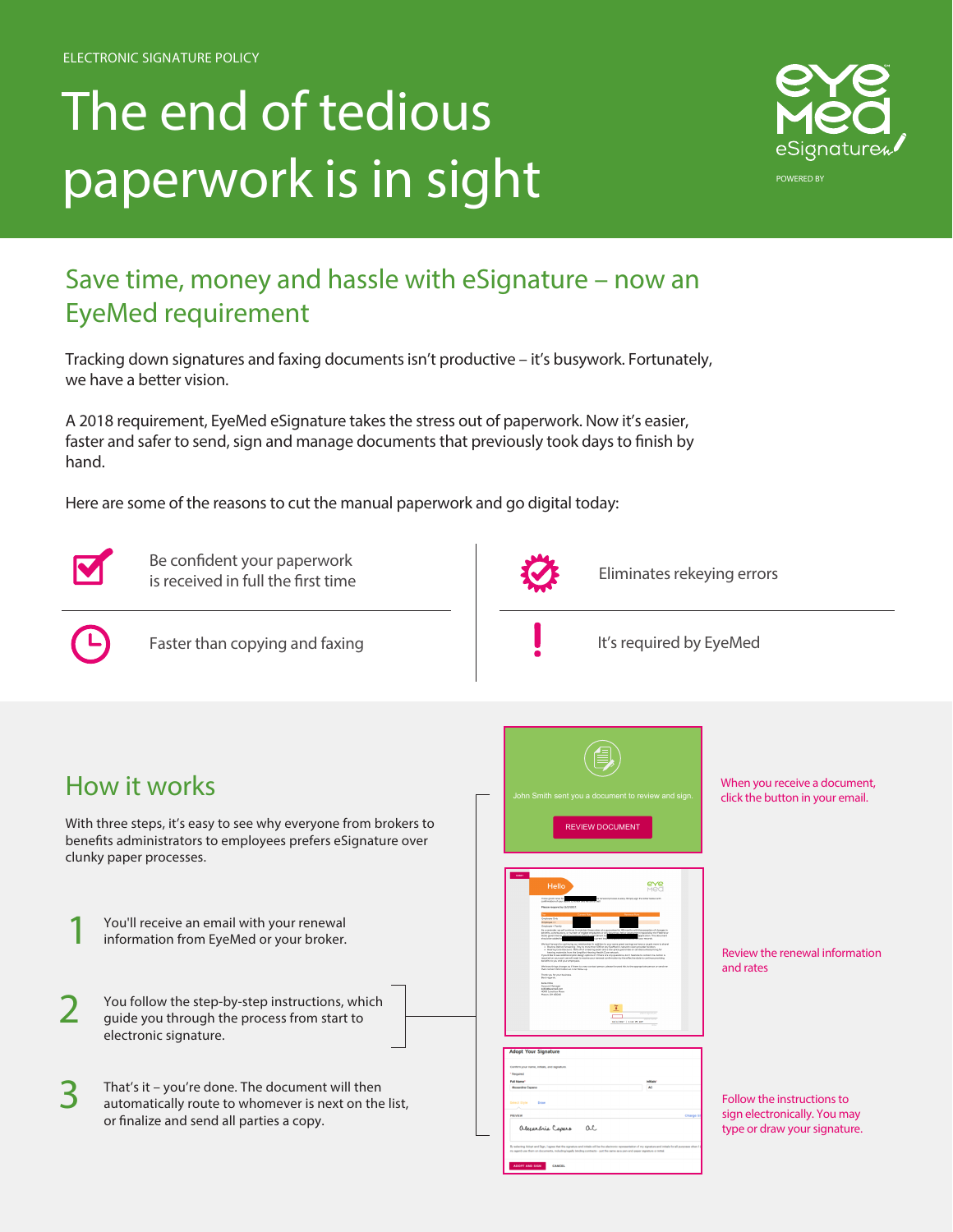ELECTRONIC SIGNATURE POLICY

# The end of tedious paperwork is in sight

eyemed eSignature

POWERED BY

## Save time, money and hassle with eSignature – now an EyeMed requirement

Tracking down signatures and faxing documents isn't productive – it's busywork. Fortunately, we have a better vision.

A 2018 requirement, EyeMed eSignature takes the stress out of paperwork. Now it's easier, faster and safer to send, sign and manage documents that previously took days to finish by hand.

Here are some of the reasons to cut the manual paperwork and go digital today:

- Be confident your paperwork is received in full the first time
- Eliminates rekeying errors
- Faster than copying and faxing
- It's required by EyeMed

## How it works

With three steps, it's easy to see why everyone from brokers to benefits administrators to employees prefers eSignature over clunky paper processes.

1. You'll receive an email with your renewal information from EyeMed or your broker.
2. You follow the step-by-step instructions, which guide you through the process from start to electronic signature.
3. That's it – you're done. The document will then automatically route to whomever is next on the list, or finalize and send all parties a copy.

John Smith sent you a document to review and sign.

REVIEW DOCUMENT

When you receive a document, click the button in your email.

Review the renewal information and rates

Adopt Your Signature

ADOPT AND SIGN CANCEL

Follow the instructions to sign electronically. You may type or draw your signature.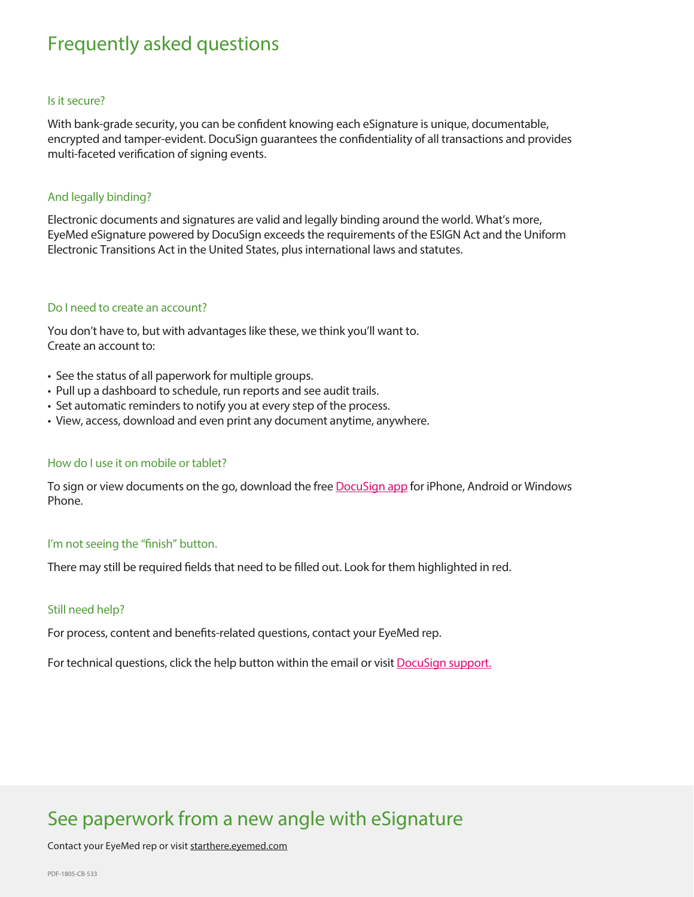# Frequently asked questions

### Is it secure?

With bank-grade security, you can be confident knowing each eSignature is unique, documentable, encrypted and tamper-evident. DocuSign guarantees the confidentiality of all transactions and provides multi-faceted verification of signing events.

### And legally binding?

Electronic documents and signatures are valid and legally binding around the world. What's more, EyeMed eSignature powered by DocuSign exceeds the requirements of the ESIGN Act and the Uniform Electronic Transitions Act in the United States, plus international laws and statutes.

### Do I need to create an account?

You don't have to, but with advantages like these, we think you'll want to.
Create an account to:

- See the status of all paperwork for multiple groups.
- Pull up a dashboard to schedule, run reports and see audit trails.
- Set automatic reminders to notify you at every step of the process.
- View, access, download and even print any document anytime, anywhere.

### How do I use it on mobile or tablet?

To sign or view documents on the go, download the free DocuSign app for iPhone, Android or Windows Phone.

### I'm not seeing the "finish" button.

There may still be required fields that need to be filled out. Look for them highlighted in red.

### Still need help?

For process, content and benefits-related questions, contact your EyeMed rep.

For technical questions, click the help button within the email or visit DocuSign support.

## See paperwork from a new angle with eSignature

Contact your EyeMed rep or visit starthere.eyemed.com

PDF-1805-CB-533